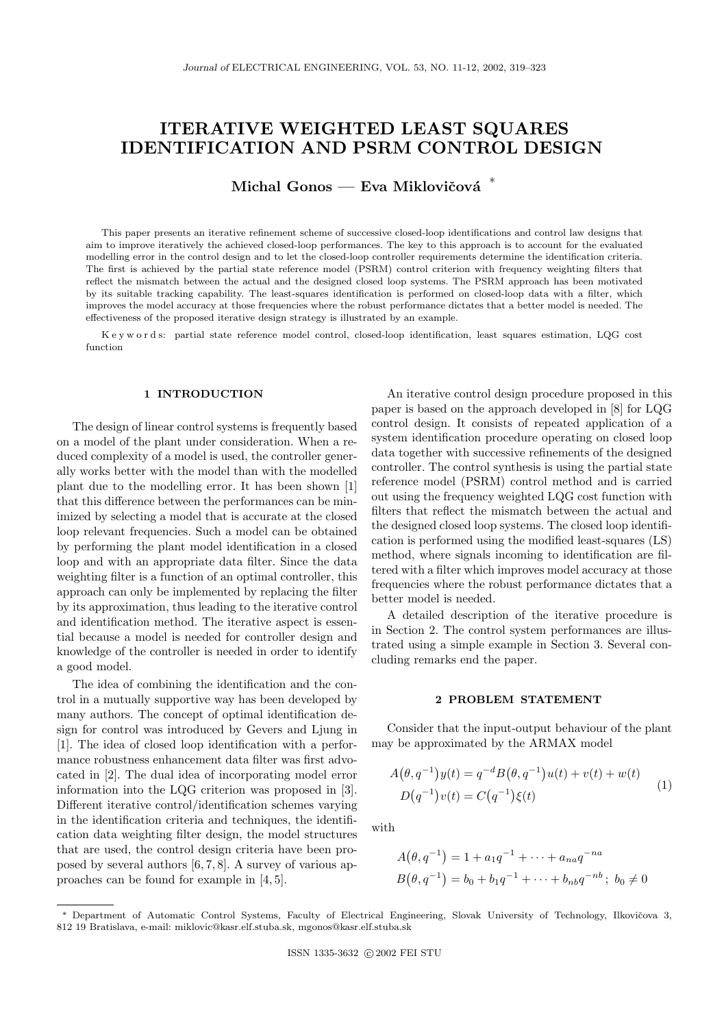# ITERATIVE WEIGHTED LEAST SQUARES IDENTIFICATION AND PSRM CONTROL DESIGN

**Michal Gonos — Eva Miklovičová** [*]

This paper presents an iterative refinement scheme of successive closed-loop identifications and control law designs that aim to improve iteratively the achieved closed-loop performances. The key to this approach is to account for the evaluated modelling error in the control design and to let the closed-loop controller requirements determine the identification criteria. The first is achieved by the partial state reference model (PSRM) control criterion with frequency weighting filters that reflect the mismatch between the actual and the designed closed loop systems. The PSRM approach has been motivated by its suitable tracking capability. The least-squares identification is performed on closed-loop data with a filter, which improves the model accuracy at those frequencies where the robust performance dictates that a better model is needed. The effectiveness of the proposed iterative design strategy is illustrated by an example.

K e y w o r d s: partial state reference model control, closed-loop identification, least squares estimation, LQG cost function

## 1 INTRODUCTION

The design of linear control systems is frequently based on a model of the plant under consideration. When a reduced complexity of a model is used, the controller generally works better with the model than with the modelled plant due to the modelling error. It has been shown [1] that this difference between the performances can be minimized by selecting a model that is accurate at the closed loop relevant frequencies. Such a model can be obtained by performing the plant model identification in a closed loop and with an appropriate data filter. Since the data weighting filter is a function of an optimal controller, this approach can only be implemented by replacing the filter by its approximation, thus leading to the iterative control and identification method. The iterative aspect is essential because a model is needed for controller design and knowledge of the controller is needed in order to identify a good model.

The idea of combining the identification and the control in a mutually supportive way has been developed by many authors. The concept of optimal identification design for control was introduced by Gevers and Ljung in [1]. The idea of closed loop identification with a performance robustness enhancement data filter was first advocated in [2]. The dual idea of incorporating model error information into the LQG criterion was proposed in [3]. Different iterative control/identification schemes varying in the identification criteria and techniques, the identification data weighting filter design, the model structures that are used, the control design criteria have been proposed by several authors [6, 7, 8]. A survey of various approaches can be found for example in [4, 5].

An iterative control design procedure proposed in this paper is based on the approach developed in [8] for LQG control design. It consists of repeated application of a system identification procedure operating on closed loop data together with successive refinements of the designed controller. The control synthesis is using the partial state reference model (PSRM) control method and is carried out using the frequency weighted LQG cost function with filters that reflect the mismatch between the actual and the designed closed loop systems. The closed loop identification is performed using the modified least-squares (LS) method, where signals incoming to identification are filtered with a filter which improves model accuracy at those frequencies where the robust performance dictates that a better model is needed.

A detailed description of the iterative procedure is in Section 2. The control system performances are illustrated using a simple example in Section 3. Several concluding remarks end the paper.

## 2 PROBLEM STATEMENT

Consider that the input-output behaviour of the plant may be approximated by the ARMAX model

$$
\begin{aligned}
A\big(\theta, q^{-1}\big)y(t) &= q^{-d}B\big(\theta, q^{-1}\big)u(t) + v(t) + w(t) \\
D\big(q^{-1}\big)v(t) &= C\big(q^{-1}\big)\xi(t)
\end{aligned}
\tag{1}
$$

with

$$
\begin{aligned}
A\big(\theta, q^{-1}\big) &= 1 + a_1 q^{-1} + \cdots + a_{na} q^{-na} \\
B\big(\theta, q^{-1}\big) &= b_0 + b_1 q^{-1} + \cdots + b_{nb} q^{-nb}\,;\ b_0 \neq 0
\end{aligned}
$$

[*] Department of Automatic Control Systems, Faculty of Electrical Engineering, Slovak University of Technology, Ilkovičova 3, 812 19 Bratislava, e-mail: miklovic@kasr.elf.stuba.sk, mgonos@kasr.elf.stuba.sk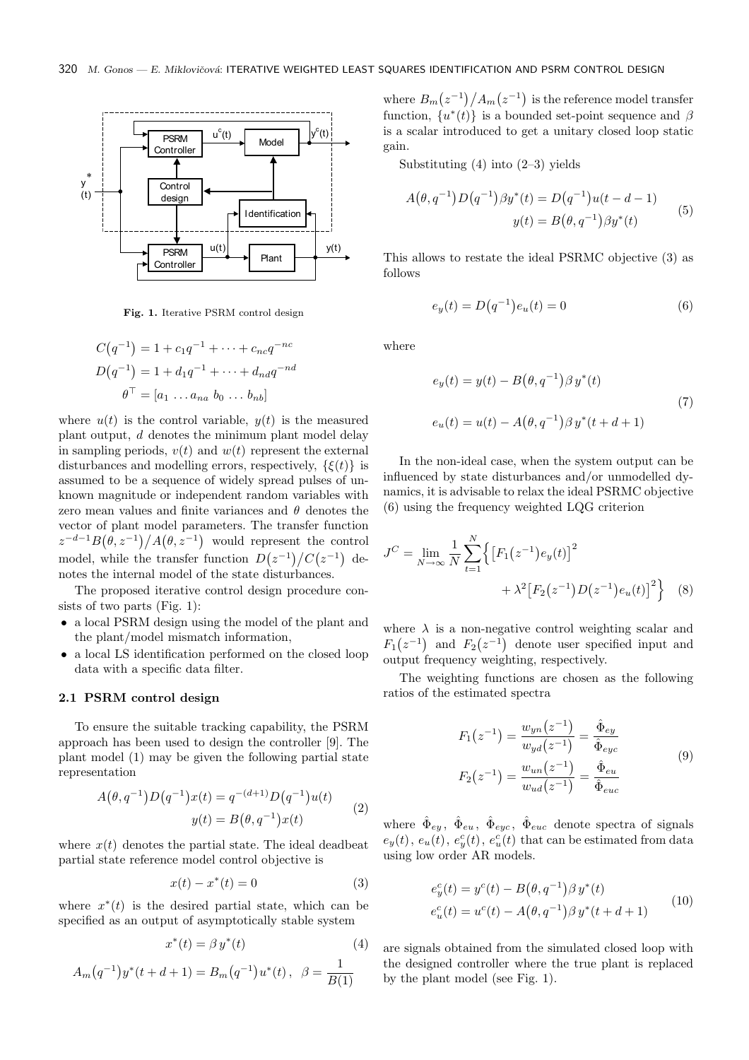**Fig. 1.** Iterative PSRM control design

$$C(q^{-1}) = 1 + c_1 q^{-1} + \cdots + c_{nc} q^{-nc}$$
$$D(q^{-1}) = 1 + d_1 q^{-1} + \cdots + d_{nd} q^{-nd}$$
$$\theta^\top = [a_1 \dots a_{na} \; b_0 \dots b_{nb}]$$

where $u(t)$ is the control variable, $y(t)$ is the measured plant output, $d$ denotes the minimum plant model delay in sampling periods, $v(t)$ and $w(t)$ represent the external disturbances and modelling errors, respectively, $\{\xi(t)\}$ is assumed to be a sequence of widely spread pulses of unknown magnitude or independent random variables with zero mean values and finite variances and $\theta$ denotes the vector of plant model parameters. The transfer function $z^{-d-1}B(\theta, z^{-1})/A(\theta, z^{-1})$ would represent the control model, while the transfer function $D(z^{-1})/C(z^{-1})$ denotes the internal model of the state disturbances.

The proposed iterative control design procedure consists of two parts (Fig. 1):

- a local PSRM design using the model of the plant and the plant/model mismatch information,
- a local LS identification performed on the closed loop data with a specific data filter.

### 2.1 PSRM control design

To ensure the suitable tracking capability, the PSRM approach has been used to design the controller [9]. The plant model (1) may be given the following partial state representation

$$A(\theta, q^{-1}) D(q^{-1}) x(t) = q^{-(d+1)} D(q^{-1}) u(t)$$
$$y(t) = B(\theta, q^{-1}) x(t) \tag{2}$$

where $x(t)$ denotes the partial state. The ideal deadbeat partial state reference model control objective is

$$x(t) - x^*(t) = 0 \tag{3}$$

where $x^*(t)$ is the desired partial state, which can be specified as an output of asymptotically stable system

$$x^*(t) = \beta \, y^*(t) \tag{4}$$

$$A_m(q^{-1}) y^*(t+d+1) = B_m(q^{-1}) u^*(t)\,, \quad \beta = \frac{1}{B(1)}$$

where $B_m(z^{-1})/A_m(z^{-1})$ is the reference model transfer function, $\{u^*(t)\}$ is a bounded set-point sequence and $\beta$ is a scalar introduced to get a unitary closed loop static gain.

Substituting (4) into (2–3) yields

$$A(\theta, q^{-1}) D(q^{-1}) \beta y^*(t) = D(q^{-1}) u(t-d-1)$$
$$y(t) = B(\theta, q^{-1}) \beta y^*(t) \tag{5}$$

This allows to restate the ideal PSRMC objective (3) as follows

$$e_y(t) = D(q^{-1}) e_u(t) = 0 \tag{6}$$

where

$$e_y(t) = y(t) - B(\theta, q^{-1}) \beta \, y^*(t)$$
$$e_u(t) = u(t) - A(\theta, q^{-1}) \beta \, y^*(t+d+1) \tag{7}$$

In the non-ideal case, when the system output can be influenced by state disturbances and/or unmodelled dynamics, it is advisable to relax the ideal PSRMC objective (6) using the frequency weighted LQG criterion

$$J^C = \lim_{N \to \infty} \frac{1}{N} \sum_{t=1}^{N} \Big\{ \big[F_1(z^{-1}) e_y(t)\big]^2 + \lambda^2 \big[F_2(z^{-1}) D(z^{-1}) e_u(t)\big]^2 \Big\} \tag{8}$$

where $\lambda$ is a non-negative control weighting scalar and $F_1(z^{-1})$ and $F_2(z^{-1})$ denote user specified input and output frequency weighting, respectively.

The weighting functions are chosen as the following ratios of the estimated spectra

$$F_1(z^{-1}) = \frac{w_{yn}(z^{-1})}{w_{yd}(z^{-1})} = \frac{\hat{\Phi}_{ey}}{\hat{\Phi}_{eyc}}$$
$$F_2(z^{-1}) = \frac{w_{un}(z^{-1})}{w_{ud}(z^{-1})} = \frac{\hat{\Phi}_{eu}}{\hat{\Phi}_{euc}} \tag{9}$$

where $\hat{\Phi}_{ey},\ \hat{\Phi}_{eu},\ \hat{\Phi}_{eyc},\ \hat{\Phi}_{euc}$ denote spectra of signals $e_y(t)$, $e_u(t)$, $e_y^c(t)$, $e_u^c(t)$ that can be estimated from data using low order AR models.

$$e_y^c(t) = y^c(t) - B(\theta, q^{-1}) \beta \, y^*(t)$$
$$e_u^c(t) = u^c(t) - A(\theta, q^{-1}) \beta \, y^*(t+d+1) \tag{10}$$

are signals obtained from the simulated closed loop with the designed controller where the true plant is replaced by the plant model (see Fig. 1).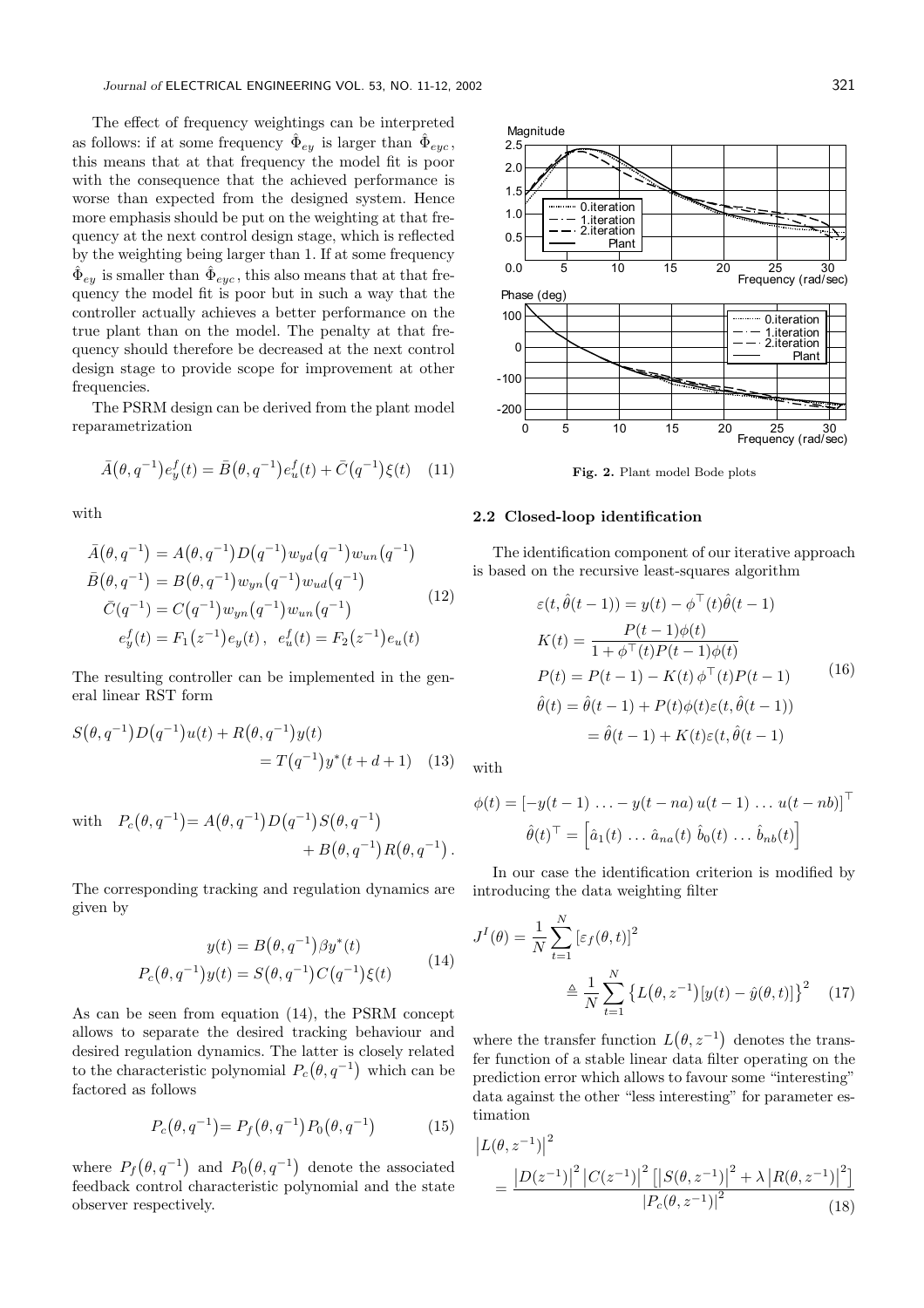The effect of frequency weightings can be interpreted as follows: if at some frequency $\hat{\Phi}_{ey}$ is larger than $\hat{\Phi}_{eyc}$, this means that at that frequency the model fit is poor with the consequence that the achieved performance is worse than expected from the designed system. Hence more emphasis should be put on the weighting at that frequency at the next control design stage, which is reflected by the weighting being larger than 1. If at some frequency $\hat{\Phi}_{ey}$ is smaller than $\hat{\Phi}_{eyc}$, this also means that at that frequency the model fit is poor but in such a way that the controller actually achieves a better performance on the true plant than on the model. The penalty at that frequency should therefore be decreased at the next control design stage to provide scope for improvement at other frequencies.

The PSRM design can be derived from the plant model reparametrization

$$\bar{A}(\theta, q^{-1})e_y^f(t) = \bar{B}(\theta, q^{-1})e_u^f(t) + \bar{C}(q^{-1})\xi(t) \tag{11}$$

with

$$\begin{aligned}
\bar{A}(\theta, q^{-1}) &= A(\theta, q^{-1})D(q^{-1})w_{yd}(q^{-1})w_{un}(q^{-1}) \\
\bar{B}(\theta, q^{-1}) &= B(\theta, q^{-1})w_{yn}(q^{-1})w_{ud}(q^{-1}) \\
\bar{C}(q^{-1}) &= C(q^{-1})w_{yn}(q^{-1})w_{un}(q^{-1}) \\
e_y^f(t) &= F_1(z^{-1})e_y(t), \quad e_u^f(t) = F_2(z^{-1})e_u(t)
\end{aligned} \tag{12}$$

The resulting controller can be implemented in the general linear RST form

$$S(\theta, q^{-1})D(q^{-1})u(t) + R(\theta, q^{-1})y(t) = T(q^{-1})y^*(t+d+1) \tag{13}$$

with $\quad P_c(\theta, q^{-1}) = A(\theta, q^{-1})D(q^{-1})S(\theta, q^{-1}) + B(\theta, q^{-1})R(\theta, q^{-1})$.

The corresponding tracking and regulation dynamics are given by

$$\begin{aligned}
y(t) &= B(\theta, q^{-1})\beta y^*(t) \\
P_c(\theta, q^{-1})y(t) &= S(\theta, q^{-1})C(q^{-1})\xi(t)
\end{aligned} \tag{14}$$

As can be seen from equation (14), the PSRM concept allows to separate the desired tracking behaviour and desired regulation dynamics. The latter is closely related to the characteristic polynomial $P_c(\theta, q^{-1})$ which can be factored as follows

$$P_c(\theta, q^{-1}) = P_f(\theta, q^{-1})P_0(\theta, q^{-1}) \tag{15}$$

where $P_f(\theta, q^{-1})$ and $P_0(\theta, q^{-1})$ denote the associated feedback control characteristic polynomial and the state observer respectively.

Fig. 2. Plant model Bode plots

### 2.2 Closed-loop identification

The identification component of our iterative approach is based on the recursive least-squares algorithm

$$\begin{aligned}
\varepsilon(t, \hat{\theta}(t-1)) &= y(t) - \phi^\top(t)\hat{\theta}(t-1) \\
K(t) &= \frac{P(t-1)\phi(t)}{1 + \phi^\top(t)P(t-1)\phi(t)} \\
P(t) &= P(t-1) - K(t)\,\phi^\top(t)P(t-1) \\
\hat{\theta}(t) &= \hat{\theta}(t-1) + P(t)\phi(t)\varepsilon(t, \hat{\theta}(t-1)) \\
&= \hat{\theta}(t-1) + K(t)\varepsilon(t, \hat{\theta}(t-1)
\end{aligned} \tag{16}$$

with

$$\begin{aligned}
\phi(t) &= \left[-y(t-1)\,\ldots - y(t-na)\, u(t-1)\,\ldots\, u(t-nb)\right]^\top \\
\hat{\theta}(t)^\top &= \left[\hat{a}_1(t)\,\ldots\,\hat{a}_{na}(t)\;\hat{b}_0(t)\,\ldots\,\hat{b}_{nb}(t)\right]
\end{aligned}$$

In our case the identification criterion is modified by introducing the data weighting filter

$$J^I(\theta) = \frac{1}{N}\sum_{t=1}^{N}\left[\varepsilon_f(\theta, t)\right]^2 \triangleq \frac{1}{N}\sum_{t=1}^{N}\left\{L(\theta, z^{-1})\left[y(t) - \hat{y}(\theta, t)\right]\right\}^2 \tag{17}$$

where the transfer function $L(\theta, z^{-1})$ denotes the transfer function of a stable linear data filter operating on the prediction error which allows to favour some "interesting" data against the other "less interesting" for parameter estimation

$$\left|L(\theta, z^{-1})\right|^2 = \frac{\left|D(z^{-1})\right|^2\left|C(z^{-1})\right|^2\left[\left|S(\theta, z^{-1})\right|^2 + \lambda\left|R(\theta, z^{-1})\right|^2\right]}{\left|P_c(\theta, z^{-1})\right|^2} \tag{18}$$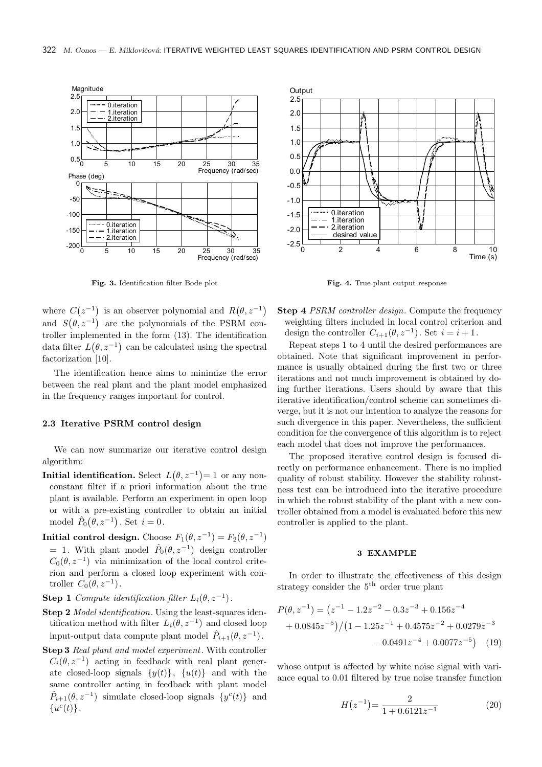Fig. 3. Identification filter Bode plot

Fig. 4. True plant output response

where $C(z^{-1})$ is an observer polynomial and $R(\theta, z^{-1})$ and $S(\theta, z^{-1})$ are the polynomials of the PSRM controller implemented in the form (13). The identification data filter $L(\theta, z^{-1})$ can be calculated using the spectral factorization [10].

The identification hence aims to minimize the error between the real plant and the plant model emphasized in the frequency ranges important for control.

### 2.3 Iterative PSRM control design

We can now summarize our iterative control design algorithm:

**Initial identification.** Select $L(\theta, z^{-1}) = 1$ or any nonconstant filter if a priori information about the true plant is available. Perform an experiment in open loop or with a pre-existing controller to obtain an initial model $\hat{P}_0(\theta, z^{-1})$. Set $i = 0$.

**Initial control design.** Choose $F_1(\theta, z^{-1}) = F_2(\theta, z^{-1}) = 1$. With plant model $\hat{P}_0(\theta, z^{-1})$ design controller $C_0(\theta, z^{-1})$ via minimization of the local control criterion and perform a closed loop experiment with controller $C_0(\theta, z^{-1})$.

**Step 1** *Compute identification filter* $L_i(\theta, z^{-1})$.

**Step 2** *Model identification.* Using the least-squares identification method with filter $L_i(\theta, z^{-1})$ and closed loop input-output data compute plant model $\hat{P}_{i+1}(\theta, z^{-1})$.

**Step 3** *Real plant and model experiment.* With controller $C_i(\theta, z^{-1})$ acting in feedback with real plant generate closed-loop signals $\{y(t)\}$, $\{u(t)\}$ and with the same controller acting in feedback with plant model $\hat{P}_{i+1}(\theta, z^{-1})$ simulate closed-loop signals $\{y^c(t)\}$ and $\{u^c(t)\}$.

**Step 4** *PSRM controller design.* Compute the frequency weighting filters included in local control criterion and design the controller $C_{i+1}(\theta, z^{-1})$. Set $i = i + 1$.

Repeat steps 1 to 4 until the desired performances are obtained. Note that significant improvement in performance is usually obtained during the first two or three iterations and not much improvement is obtained by doing further iterations. Users should by aware that this iterative identification/control scheme can sometimes diverge, but it is not our intention to analyze the reasons for such divergence in this paper. Nevertheless, the sufficient condition for the convergence of this algorithm is to reject each model that does not improve the performances.

The proposed iterative control design is focused directly on performance enhancement. There is no implied quality of robust stability. However the stability robustness test can be introduced into the iterative procedure in which the robust stability of the plant with a new controller obtained from a model is evaluated before this new controller is applied to the plant.

## 3 EXAMPLE

In order to illustrate the effectiveness of this design strategy consider the 5[th] order true plant

$$P(\theta, z^{-1}) = \big(z^{-1} - 1.2z^{-2} - 0.3z^{-3} + 0.156z^{-4} + 0.0845z^{-5}\big) / \big(1 - 1.25z^{-1} + 0.4575z^{-2} + 0.0279z^{-3} - 0.0491z^{-4} + 0.0077z^{-5}\big) \quad (19)$$

whose output is affected by white noise signal with variance equal to 0.01 filtered by true noise transfer function

$$H(z^{-1}) = \frac{2}{1 + 0.6121z^{-1}} \quad (20)$$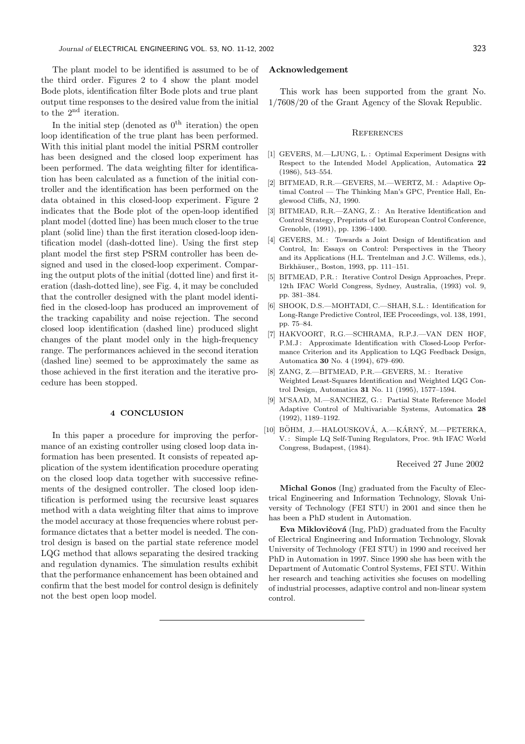The plant model to be identified is assumed to be of the third order. Figures 2 to 4 show the plant model Bode plots, identification filter Bode plots and true plant output time responses to the desired value from the initial to the $2^{nd}$ iteration.

In the initial step (denoted as $0^{th}$ iteration) the open loop identification of the true plant has been performed. With this initial plant model the initial PSRM controller has been designed and the closed loop experiment has been performed. The data weighting filter for identification has been calculated as a function of the initial controller and the identification has been performed on the data obtained in this closed-loop experiment. Figure 2 indicates that the Bode plot of the open-loop identified plant model (dotted line) has been much closer to the true plant (solid line) than the first iteration closed-loop identification model (dash-dotted line). Using the first step plant model the first step PSRM controller has been designed and used in the closed-loop experiment. Comparing the output plots of the initial (dotted line) and first iteration (dash-dotted line), see Fig. 4, it may be concluded that the controller designed with the plant model identified in the closed-loop has produced an improvement of the tracking capability and noise rejection. The second closed loop identification (dashed line) produced slight changes of the plant model only in the high-frequency range. The performances achieved in the second iteration (dashed line) seemed to be approximately the same as those achieved in the first iteration and the iterative procedure has been stopped.

## 4 CONCLUSION

In this paper a procedure for improving the performance of an existing controller using closed loop data information has been presented. It consists of repeated application of the system identification procedure operating on the closed loop data together with successive refinements of the designed controller. The closed loop identification is performed using the recursive least squares method with a data weighting filter that aims to improve the model accuracy at those frequencies where robust performance dictates that a better model is needed. The control design is based on the partial state reference model LQG method that allows separating the desired tracking and regulation dynamics. The simulation results exhibit that the performance enhancement has been obtained and confirm that the best model for control design is definitely not the best open loop model.

### Acknowledgement

This work has been supported from the grant No. 1/7608/20 of the Grant Agency of the Slovak Republic.

## References

[1] GEVERS, M.—LJUNG, L.: Optimal Experiment Designs with Respect to the Intended Model Application, Automatica **22** (1986), 543–554.

[2] BITMEAD, R.R.—GEVERS, M.—WERTZ, M.: Adaptive Optimal Control — The Thinking Man's GPC, Prentice Hall, Englewood Cliffs, NJ, 1990.

[3] BITMEAD, R.R.—ZANG, Z.: An Iterative Identification and Control Strategy, Preprints of 1st European Control Conference, Grenoble, (1991), pp. 1396–1400.

[4] GEVERS, M.: Towards a Joint Design of Identification and Control, In: Essays on Control: Perspectives in the Theory and its Applications (H.L. Trentelman and J.C. Willems, eds.), Birkhäuser,, Boston, 1993, pp. 111–151.

[5] BITMEAD, P.R.: Iterative Control Design Approaches, Prepr. 12th IFAC World Congress, Sydney, Australia, (1993) vol. 9, pp. 381–384.

[6] SHOOK, D.S.—MOHTADI, C.—SHAH, S.L.: Identification for Long-Range Predictive Control, IEE Proceedings, vol. 138, 1991, pp. 75–84.

[7] HAKVOORT, R.G.—SCHRAMA, R.P.J.—VAN DEN HOF, P.M.J: Approximate Identification with Closed-Loop Performance Criterion and its Application to LQG Feedback Design, Automatica **30** No. 4 (1994), 679–690.

[8] ZANG, Z.—BITMEAD, P.R.—GEVERS, M.: Iterative Weighted Least-Squares Identification and Weighted LQG Control Design, Automatica **31** No. 11 (1995), 1577–1594.

[9] M'SAAD, M.—SANCHEZ, G.: Partial State Reference Model Adaptive Control of Multivariable Systems, Automatica **28** (1992), 1189–1192.

[10] BÖHM, J.—HALOUSKOVÁ, A.—KÁRNÝ, M.—PETERKA, V.: Simple LQ Self-Tuning Regulators, Proc. 9th IFAC World Congress, Budapest, (1984).

Received 27 June 2002

**Michal Gonos** (Ing) graduated from the Faculty of Electrical Engineering and Information Technology, Slovak University of Technology (FEI STU) in 2001 and since then he has been a PhD student in Automation.

**Eva Miklovičová** (Ing, PhD) graduated from the Faculty of Electrical Engineering and Information Technology, Slovak University of Technology (FEI STU) in 1990 and received her PhD in Automation in 1997. Since 1990 she has been with the Department of Automatic Control Systems, FEI STU. Within her research and teaching activities she focuses on modelling of industrial processes, adaptive control and non-linear system control.